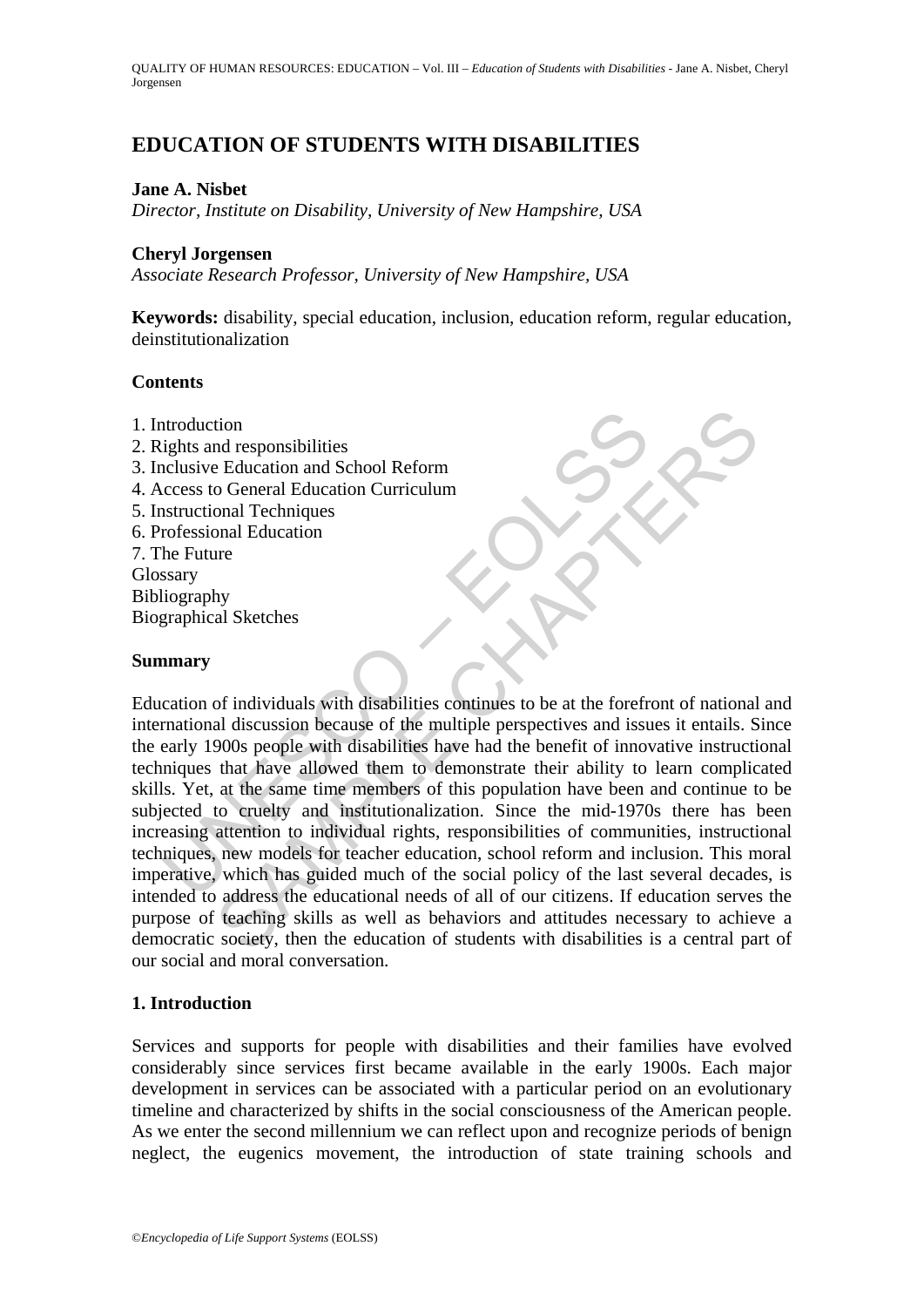# EDUCATION OF STUDENTS WITH DISABILITIES

**Jane A. Nisbet**
*Director, Institute on Disability, University of New Hampshire, USA*

**Cheryl Jorgensen**
*Associate Research Professor, University of New Hampshire, USA*

**Keywords:** disability, special education, inclusion, education reform, regular education, deinstitutionalization

## Contents

1. Introduction
2. Rights and responsibilities
3. Inclusive Education and School Reform
4. Access to General Education Curriculum
5. Instructional Techniques
6. Professional Education
7. The Future

Glossary
Bibliography
Biographical Sketches

## Summary

Education of individuals with disabilities continues to be at the forefront of national and international discussion because of the multiple perspectives and issues it entails. Since the early 1900s people with disabilities have had the benefit of innovative instructional techniques that have allowed them to demonstrate their ability to learn complicated skills. Yet, at the same time members of this population have been and continue to be subjected to cruelty and institutionalization. Since the mid-1970s there has been increasing attention to individual rights, responsibilities of communities, instructional techniques, new models for teacher education, school reform and inclusion. This moral imperative, which has guided much of the social policy of the last several decades, is intended to address the educational needs of all of our citizens. If education serves the purpose of teaching skills as well as behaviors and attitudes necessary to achieve a democratic society, then the education of students with disabilities is a central part of our social and moral conversation.

## 1. Introduction

Services and supports for people with disabilities and their families have evolved considerably since services first became available in the early 1900s. Each major development in services can be associated with a particular period on an evolutionary timeline and characterized by shifts in the social consciousness of the American people. As we enter the second millennium we can reflect upon and recognize periods of benign neglect, the eugenics movement, the introduction of state training schools and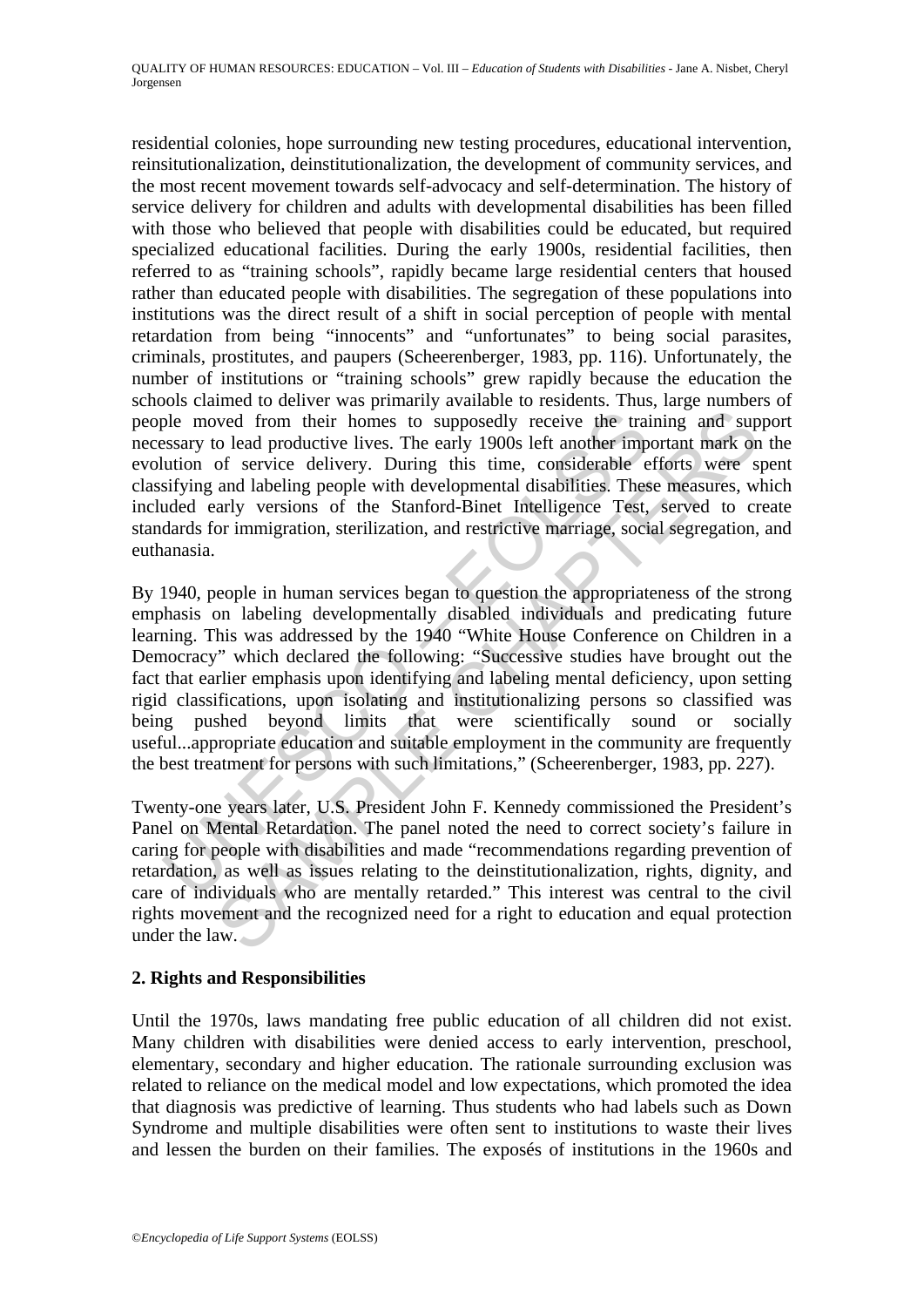residential colonies, hope surrounding new testing procedures, educational intervention, reinsitutionalization, deinstitutionalization, the development of community services, and the most recent movement towards self-advocacy and self-determination. The history of service delivery for children and adults with developmental disabilities has been filled with those who believed that people with disabilities could be educated, but required specialized educational facilities. During the early 1900s, residential facilities, then referred to as "training schools", rapidly became large residential centers that housed rather than educated people with disabilities. The segregation of these populations into institutions was the direct result of a shift in social perception of people with mental retardation from being "innocents" and "unfortunates" to being social parasites, criminals, prostitutes, and paupers (Scheerenberger, 1983, pp. 116). Unfortunately, the number of institutions or "training schools" grew rapidly because the education the schools claimed to deliver was primarily available to residents. Thus, large numbers of people moved from their homes to supposedly receive the training and support necessary to lead productive lives. The early 1900s left another important mark on the evolution of service delivery. During this time, considerable efforts were spent classifying and labeling people with developmental disabilities. These measures, which included early versions of the Stanford-Binet Intelligence Test, served to create standards for immigration, sterilization, and restrictive marriage, social segregation, and euthanasia.

By 1940, people in human services began to question the appropriateness of the strong emphasis on labeling developmentally disabled individuals and predicating future learning. This was addressed by the 1940 "White House Conference on Children in a Democracy" which declared the following: "Successive studies have brought out the fact that earlier emphasis upon identifying and labeling mental deficiency, upon setting rigid classifications, upon isolating and institutionalizing persons so classified was being pushed beyond limits that were scientifically sound or socially useful...appropriate education and suitable employment in the community are frequently the best treatment for persons with such limitations," (Scheerenberger, 1983, pp. 227).

Twenty-one years later, U.S. President John F. Kennedy commissioned the President's Panel on Mental Retardation. The panel noted the need to correct society's failure in caring for people with disabilities and made "recommendations regarding prevention of retardation, as well as issues relating to the deinstitutionalization, rights, dignity, and care of individuals who are mentally retarded." This interest was central to the civil rights movement and the recognized need for a right to education and equal protection under the law.

## 2. Rights and Responsibilities

Until the 1970s, laws mandating free public education of all children did not exist. Many children with disabilities were denied access to early intervention, preschool, elementary, secondary and higher education. The rationale surrounding exclusion was related to reliance on the medical model and low expectations, which promoted the idea that diagnosis was predictive of learning. Thus students who had labels such as Down Syndrome and multiple disabilities were often sent to institutions to waste their lives and lessen the burden on their families. The exposés of institutions in the 1960s and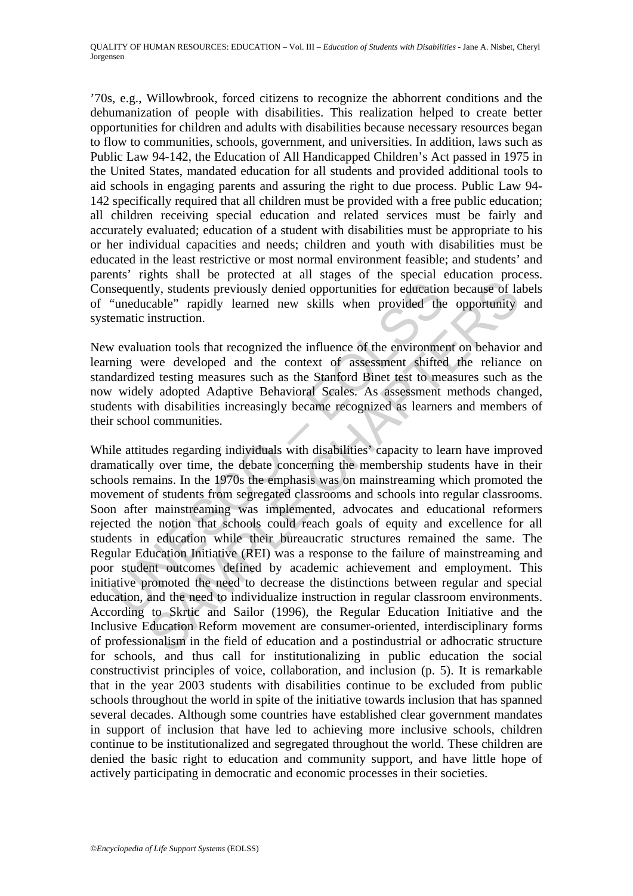’70s, e.g., Willowbrook, forced citizens to recognize the abhorrent conditions and the dehumanization of people with disabilities. This realization helped to create better opportunities for children and adults with disabilities because necessary resources began to flow to communities, schools, government, and universities. In addition, laws such as Public Law 94-142, the Education of All Handicapped Children’s Act passed in 1975 in the United States, mandated education for all students and provided additional tools to aid schools in engaging parents and assuring the right to due process. Public Law 94-142 specifically required that all children must be provided with a free public education; all children receiving special education and related services must be fairly and accurately evaluated; education of a student with disabilities must be appropriate to his or her individual capacities and needs; children and youth with disabilities must be educated in the least restrictive or most normal environment feasible; and students’ and parents’ rights shall be protected at all stages of the special education process. Consequently, students previously denied opportunities for education because of labels of “uneducable” rapidly learned new skills when provided the opportunity and systematic instruction.

New evaluation tools that recognized the influence of the environment on behavior and learning were developed and the context of assessment shifted the reliance on standardized testing measures such as the Stanford Binet test to measures such as the now widely adopted Adaptive Behavioral Scales. As assessment methods changed, students with disabilities increasingly became recognized as learners and members of their school communities.

While attitudes regarding individuals with disabilities’ capacity to learn have improved dramatically over time, the debate concerning the membership students have in their schools remains. In the 1970s the emphasis was on mainstreaming which promoted the movement of students from segregated classrooms and schools into regular classrooms. Soon after mainstreaming was implemented, advocates and educational reformers rejected the notion that schools could reach goals of equity and excellence for all students in education while their bureaucratic structures remained the same. The Regular Education Initiative (REI) was a response to the failure of mainstreaming and poor student outcomes defined by academic achievement and employment. This initiative promoted the need to decrease the distinctions between regular and special education, and the need to individualize instruction in regular classroom environments. According to Skrtic and Sailor (1996), the Regular Education Initiative and the Inclusive Education Reform movement are consumer-oriented, interdisciplinary forms of professionalism in the field of education and a postindustrial or adhocratic structure for schools, and thus call for institutionalizing in public education the social constructivist principles of voice, collaboration, and inclusion (p. 5). It is remarkable that in the year 2003 students with disabilities continue to be excluded from public schools throughout the world in spite of the initiative towards inclusion that has spanned several decades. Although some countries have established clear government mandates in support of inclusion that have led to achieving more inclusive schools, children continue to be institutionalized and segregated throughout the world. These children are denied the basic right to education and community support, and have little hope of actively participating in democratic and economic processes in their societies.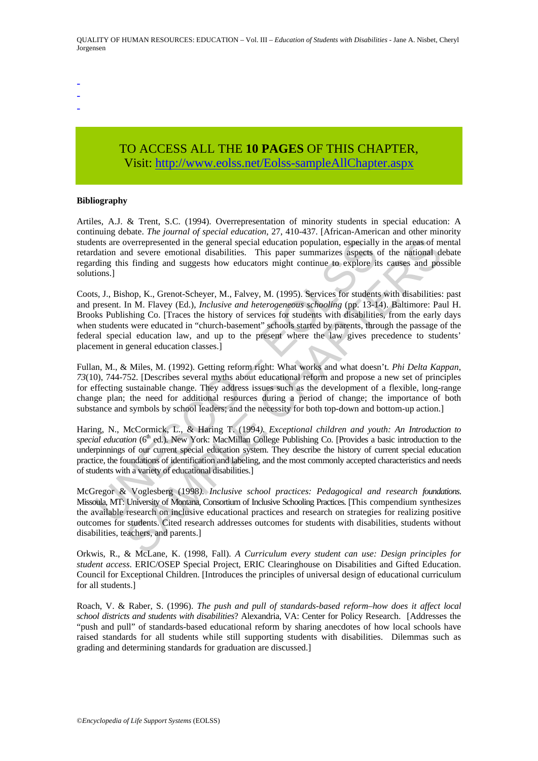-
-
-

TO ACCESS ALL THE **10 PAGES** OF THIS CHAPTER,
Visit: http://www.eolss.net/Eolss-sampleAllChapter.aspx

**Bibliography**

Artiles, A.J. & Trent, S.C. (1994). Overrepresentation of minority students in special education: A continuing debate. *The journal of special education*, 27, 410-437. [African-American and other minority students are overrepresented in the general special education population, especially in the areas of mental retardation and severe emotional disabilities. This paper summarizes aspects of the national debate regarding this finding and suggests how educators might continue to explore its causes and possible solutions.]

Coots, J., Bishop, K., Grenot-Scheyer, M., Falvey, M. (1995). Services for students with disabilities: past and present. In M. Flavey (Ed.), *Inclusive and heterogeneous schooling* (pp. 13-14). Baltimore: Paul H. Brooks Publishing Co. [Traces the history of services for students with disabilities, from the early days when students were educated in "church-basement" schools started by parents, through the passage of the federal special education law, and up to the present where the law gives precedence to students' placement in general education classes.]

Fullan, M., & Miles, M. (1992). Getting reform right: What works and what doesn't. *Phi Delta Kappan*, *73*(10), 744-752. [Describes several myths about educational reform and propose a new set of principles for effecting sustainable change. They address issues such as the development of a flexible, long-range change plan; the need for additional resources during a period of change; the importance of both substance and symbols by school leaders; and the necessity for both top-down and bottom-up action.]

Haring, N., McCormick, L., & Haring T. (1994). *Exceptional children and youth: An Introduction to special education* (6th ed.). New York: MacMillan College Publishing Co. [Provides a basic introduction to the underpinnings of our current special education system. They describe the history of current special education practice, the foundations of identification and labeling, and the most commonly accepted characteristics and needs of students with a variety of educational disabilities.]

McGregor & Voglesberg (1998). *Inclusive school practices: Pedagogical and research foundations*. Missoula, MT: University of Montana, Consortium of Inclusive Schooling Practices. [This compendium synthesizes the available research on inclusive educational practices and research on strategies for realizing positive outcomes for students. Cited research addresses outcomes for students with disabilities, students without disabilities, teachers, and parents.]

Orkwis, R., & McLane, K. (1998, Fall). *A Curriculum every student can use: Design principles for student access*. ERIC/OSEP Special Project, ERIC Clearinghouse on Disabilities and Gifted Education. Council for Exceptional Children. [Introduces the principles of universal design of educational curriculum for all students.]

Roach, V. & Raber, S. (1996). *The push and pull of standards-based reform–how does it affect local school districts and students with disabilities*? Alexandria, VA: Center for Policy Research. [Addresses the "push and pull" of standards-based educational reform by sharing anecdotes of how local schools have raised standards for all students while still supporting students with disabilities. Dilemmas such as grading and determining standards for graduation are discussed.]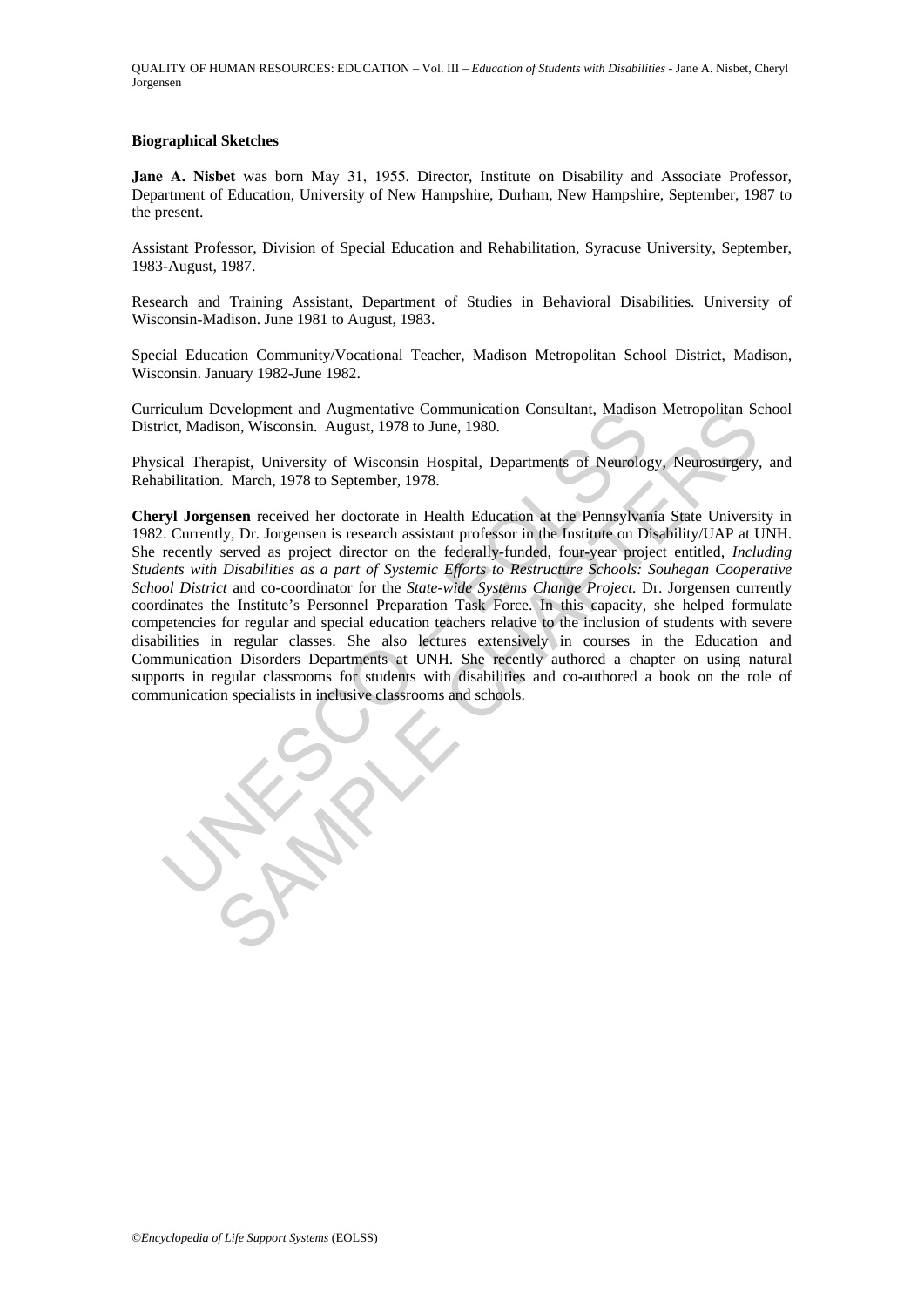**Biographical Sketches**

**Jane A. Nisbet** was born May 31, 1955. Director, Institute on Disability and Associate Professor, Department of Education, University of New Hampshire, Durham, New Hampshire, September, 1987 to the present.

Assistant Professor, Division of Special Education and Rehabilitation, Syracuse University, September, 1983-August, 1987.

Research and Training Assistant, Department of Studies in Behavioral Disabilities. University of Wisconsin-Madison. June 1981 to August, 1983.

Special Education Community/Vocational Teacher, Madison Metropolitan School District, Madison, Wisconsin. January 1982-June 1982.

Curriculum Development and Augmentative Communication Consultant, Madison Metropolitan School District, Madison, Wisconsin. August, 1978 to June, 1980.

Physical Therapist, University of Wisconsin Hospital, Departments of Neurology, Neurosurgery, and Rehabilitation. March, 1978 to September, 1978.

**Cheryl Jorgensen** received her doctorate in Health Education at the Pennsylvania State University in 1982. Currently, Dr. Jorgensen is research assistant professor in the Institute on Disability/UAP at UNH. She recently served as project director on the federally-funded, four-year project entitled, *Including Students with Disabilities as a part of Systemic Efforts to Restructure Schools: Souhegan Cooperative School District* and co-coordinator for the *State-wide Systems Change Project*. Dr. Jorgensen currently coordinates the Institute's Personnel Preparation Task Force. In this capacity, she helped formulate competencies for regular and special education teachers relative to the inclusion of students with severe disabilities in regular classes. She also lectures extensively in courses in the Education and Communication Disorders Departments at UNH. She recently authored a chapter on using natural supports in regular classrooms for students with disabilities and co-authored a book on the role of communication specialists in inclusive classrooms and schools.